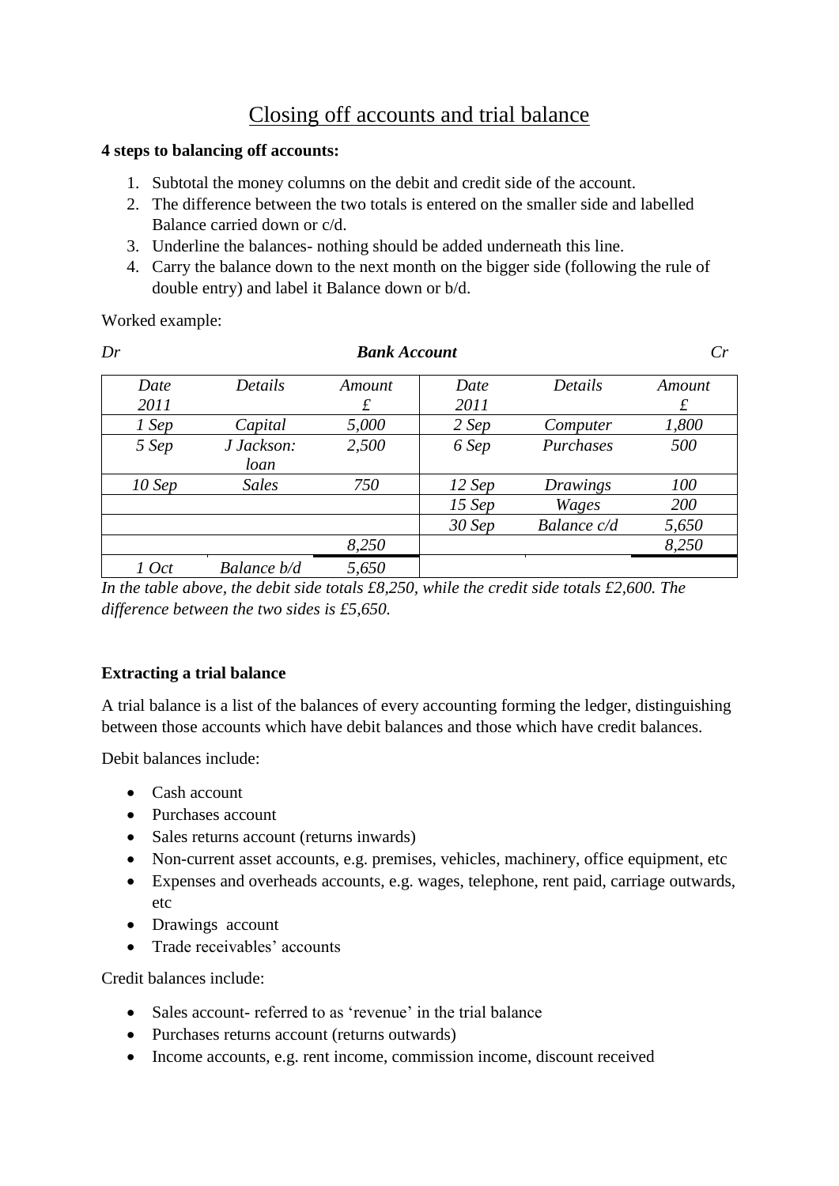# Closing off accounts and trial balance

**4 steps to balancing off accounts:**

1. Subtotal the money columns on the debit and credit side of the account.
2. The difference between the two totals is entered on the smaller side and labelled Balance carried down or c/d.
3. Underline the balances- nothing should be added underneath this line.
4. Carry the balance down to the next month on the bigger side (following the rule of double entry) and label it Balance down or b/d.

Worked example:

*Dr* **Bank Account** *Cr*

| *Date 2011* | *Details* | *Amount £* | *Date 2011* | *Details* | *Amount £* |
|---|---|---|---|---|---|
| *1 Sep* | *Capital* | *5,000* | *2 Sep* | *Computer* | *1,800* |
| *5 Sep* | *J Jackson: loan* | *2,500* | *6 Sep* | *Purchases* | *500* |
| *10 Sep* | *Sales* | *750* | *12 Sep* | *Drawings* | *100* |
| | | | *15 Sep* | *Wages* | *200* |
| | | | *30 Sep* | *Balance c/d* | *5,650* |
| | | *8,250* | | | *8,250* |
| *1 Oct* | *Balance b/d* | *5,650* | | | |

*In the table above, the debit side totals £8,250, while the credit side totals £2,600. The difference between the two sides is £5,650.*

**Extracting a trial balance**

A trial balance is a list of the balances of every accounting forming the ledger, distinguishing between those accounts which have debit balances and those which have credit balances.

Debit balances include:

- Cash account
- Purchases account
- Sales returns account (returns inwards)
- Non-current asset accounts, e.g. premises, vehicles, machinery, office equipment, etc
- Expenses and overheads accounts, e.g. wages, telephone, rent paid, carriage outwards, etc
- Drawings account
- Trade receivables' accounts

Credit balances include:

- Sales account- referred to as 'revenue' in the trial balance
- Purchases returns account (returns outwards)
- Income accounts, e.g. rent income, commission income, discount received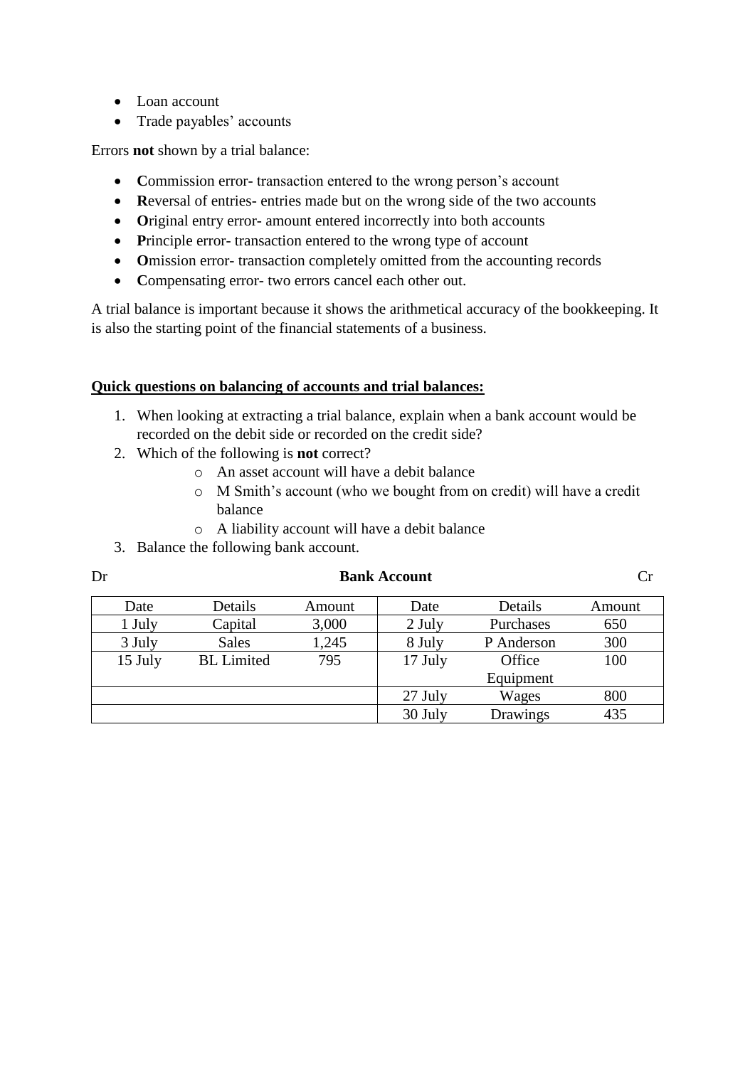- Loan account
- Trade payables' accounts

Errors **not** shown by a trial balance:

- **C**ommission error- transaction entered to the wrong person's account
- **R**eversal of entries- entries made but on the wrong side of the two accounts
- **O**riginal entry error- amount entered incorrectly into both accounts
- **P**rinciple error- transaction entered to the wrong type of account
- **O**mission error- transaction completely omitted from the accounting records
- **C**ompensating error- two errors cancel each other out.

A trial balance is important because it shows the arithmetical accuracy of the bookkeeping. It is also the starting point of the financial statements of a business.

**Quick questions on balancing of accounts and trial balances:**

1. When looking at extracting a trial balance, explain when a bank account would be recorded on the debit side or recorded on the credit side?
2. Which of the following is **not** correct?
   - An asset account will have a debit balance
   - M Smith's account (who we bought from on credit) will have a credit balance
   - A liability account will have a debit balance
3. Balance the following bank account.

Dr **Bank Account** Cr

| Date | Details | Amount | Date | Details | Amount |
|---|---|---|---|---|---|
| 1 July | Capital | 3,000 | 2 July | Purchases | 650 |
| 3 July | Sales | 1,245 | 8 July | P Anderson | 300 |
| 15 July | BL Limited | 795 | 17 July | Office Equipment | 100 |
| | | | 27 July | Wages | 800 |
| | | | 30 July | Drawings | 435 |